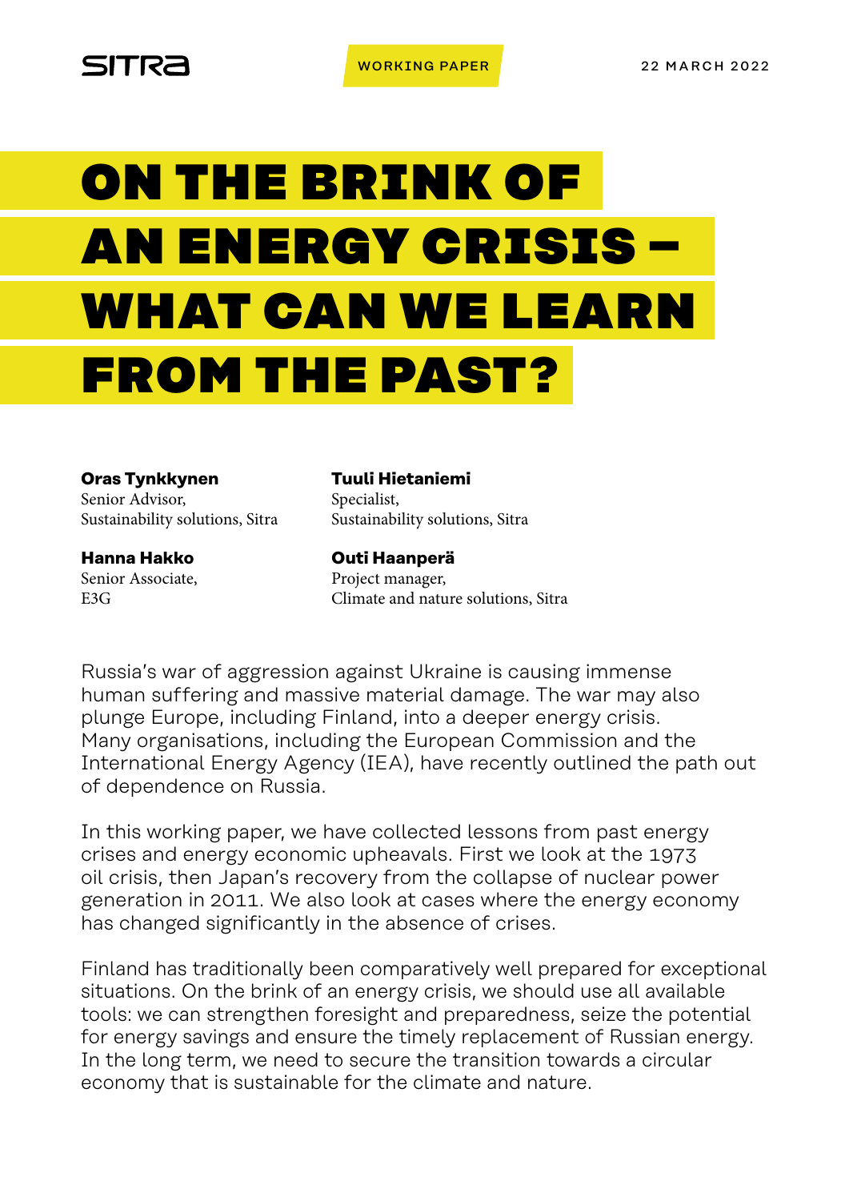SITRA

WORKING PAPER

22 MARCH 2022

# ON THE BRINK OF AN ENERGY CRISIS – WHAT CAN WE LEARN FROM THE PAST?

**Oras Tynkkynen**
Senior Advisor,
Sustainability solutions, Sitra

**Tuuli Hietaniemi**
Specialist,
Sustainability solutions, Sitra

**Hanna Hakko**
Senior Associate,
E3G

**Outi Haanperä**
Project manager,
Climate and nature solutions, Sitra

Russia's war of aggression against Ukraine is causing immense human suffering and massive material damage. The war may also plunge Europe, including Finland, into a deeper energy crisis. Many organisations, including the European Commission and the International Energy Agency (IEA), have recently outlined the path out of dependence on Russia.

In this working paper, we have collected lessons from past energy crises and energy economic upheavals. First we look at the 1973 oil crisis, then Japan's recovery from the collapse of nuclear power generation in 2011. We also look at cases where the energy economy has changed significantly in the absence of crises.

Finland has traditionally been comparatively well prepared for exceptional situations. On the brink of an energy crisis, we should use all available tools: we can strengthen foresight and preparedness, seize the potential for energy savings and ensure the timely replacement of Russian energy. In the long term, we need to secure the transition towards a circular economy that is sustainable for the climate and nature.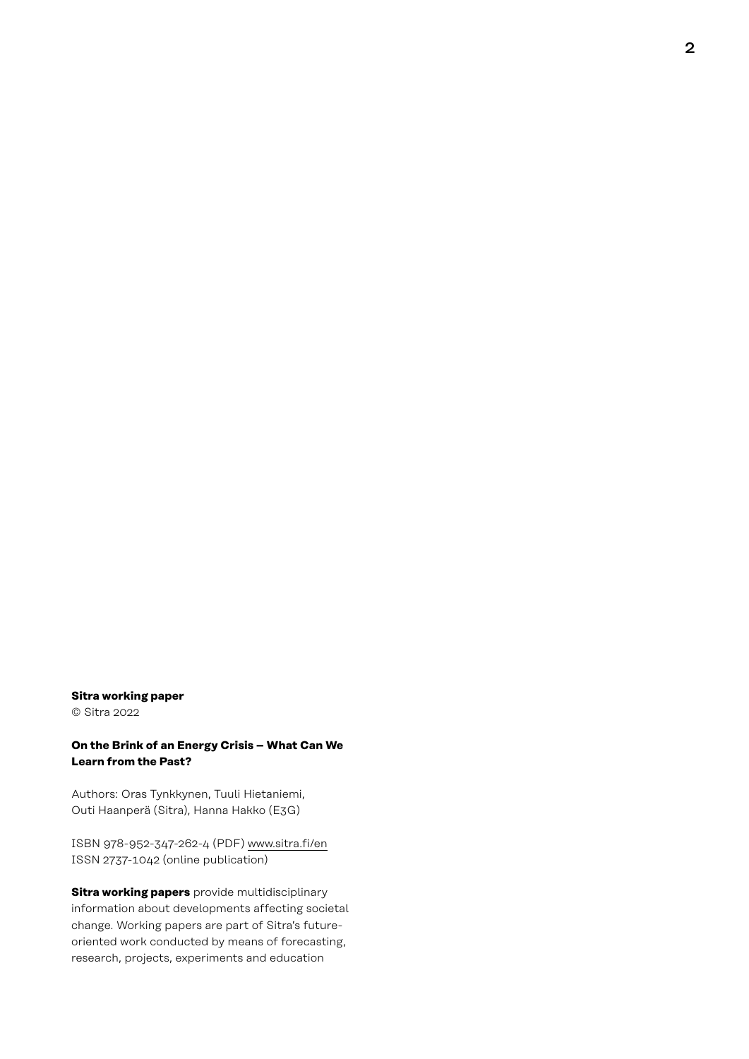**Sitra working paper**
© Sitra 2022

**On the Brink of an Energy Crisis – What Can We Learn from the Past?**

Authors: Oras Tynkkynen, Tuuli Hietaniemi, Outi Haanperä (Sitra), Hanna Hakko (E3G)

ISBN 978-952-347-262-4 (PDF) www.sitra.fi/en
ISSN 2737-1042 (online publication)

**Sitra working papers** provide multidisciplinary information about developments affecting societal change. Working papers are part of Sitra's future-oriented work conducted by means of forecasting, research, projects, experiments and education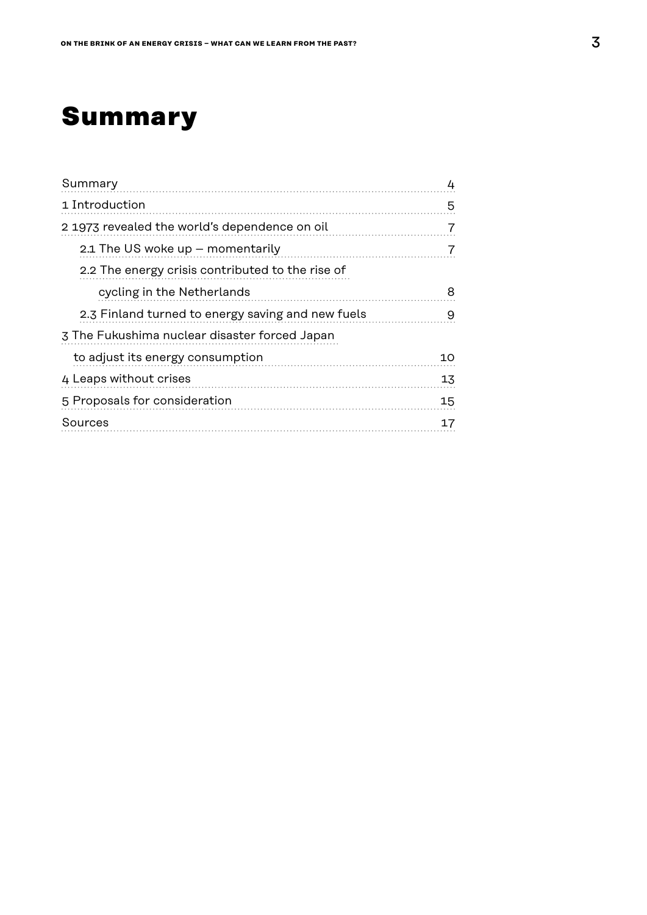# Summary

| | |
|---|---|
| Summary | 4 |
| 1 Introduction | 5 |
| 2 1973 revealed the world's dependence on oil | 7 |
| 2.1 The US woke up – momentarily | 7 |
| 2.2 The energy crisis contributed to the rise of cycling in the Netherlands | 8 |
| 2.3 Finland turned to energy saving and new fuels | 9 |
| 3 The Fukushima nuclear disaster forced Japan to adjust its energy consumption | 10 |
| 4 Leaps without crises | 13 |
| 5 Proposals for consideration | 15 |
| Sources | 17 |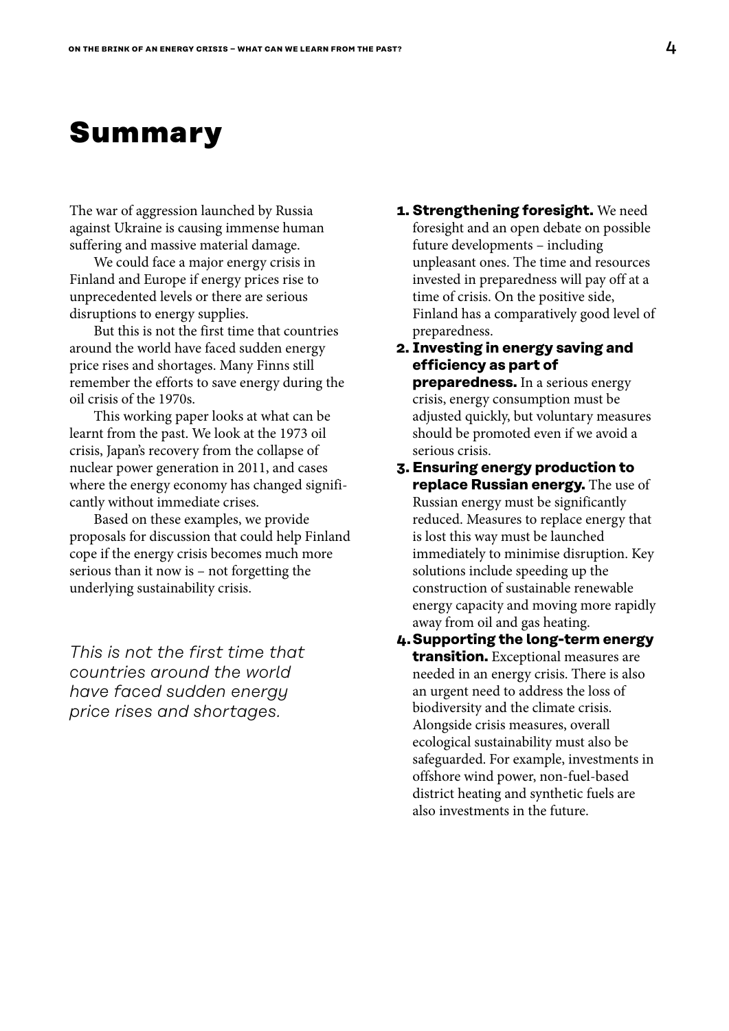# Summary

The war of aggression launched by Russia against Ukraine is causing immense human suffering and massive material damage.

We could face a major energy crisis in Finland and Europe if energy prices rise to unprecedented levels or there are serious disruptions to energy supplies.

But this is not the first time that countries around the world have faced sudden energy price rises and shortages. Many Finns still remember the efforts to save energy during the oil crisis of the 1970s.

This working paper looks at what can be learnt from the past. We look at the 1973 oil crisis, Japan's recovery from the collapse of nuclear power generation in 2011, and cases where the energy economy has changed significantly without immediate crises.

Based on these examples, we provide proposals for discussion that could help Finland cope if the energy crisis becomes much more serious than it now is – not forgetting the underlying sustainability crisis.

*This is not the first time that countries around the world have faced sudden energy price rises and shortages.*

1. **Strengthening foresight.** We need foresight and an open debate on possible future developments – including unpleasant ones. The time and resources invested in preparedness will pay off at a time of crisis. On the positive side, Finland has a comparatively good level of preparedness.
2. **Investing in energy saving and efficiency as part of preparedness.** In a serious energy crisis, energy consumption must be adjusted quickly, but voluntary measures should be promoted even if we avoid a serious crisis.
3. **Ensuring energy production to replace Russian energy.** The use of Russian energy must be significantly reduced. Measures to replace energy that is lost this way must be launched immediately to minimise disruption. Key solutions include speeding up the construction of sustainable renewable energy capacity and moving more rapidly away from oil and gas heating.
4. **Supporting the long-term energy transition.** Exceptional measures are needed in an energy crisis. There is also an urgent need to address the loss of biodiversity and the climate crisis. Alongside crisis measures, overall ecological sustainability must also be safeguarded. For example, investments in offshore wind power, non-fuel-based district heating and synthetic fuels are also investments in the future.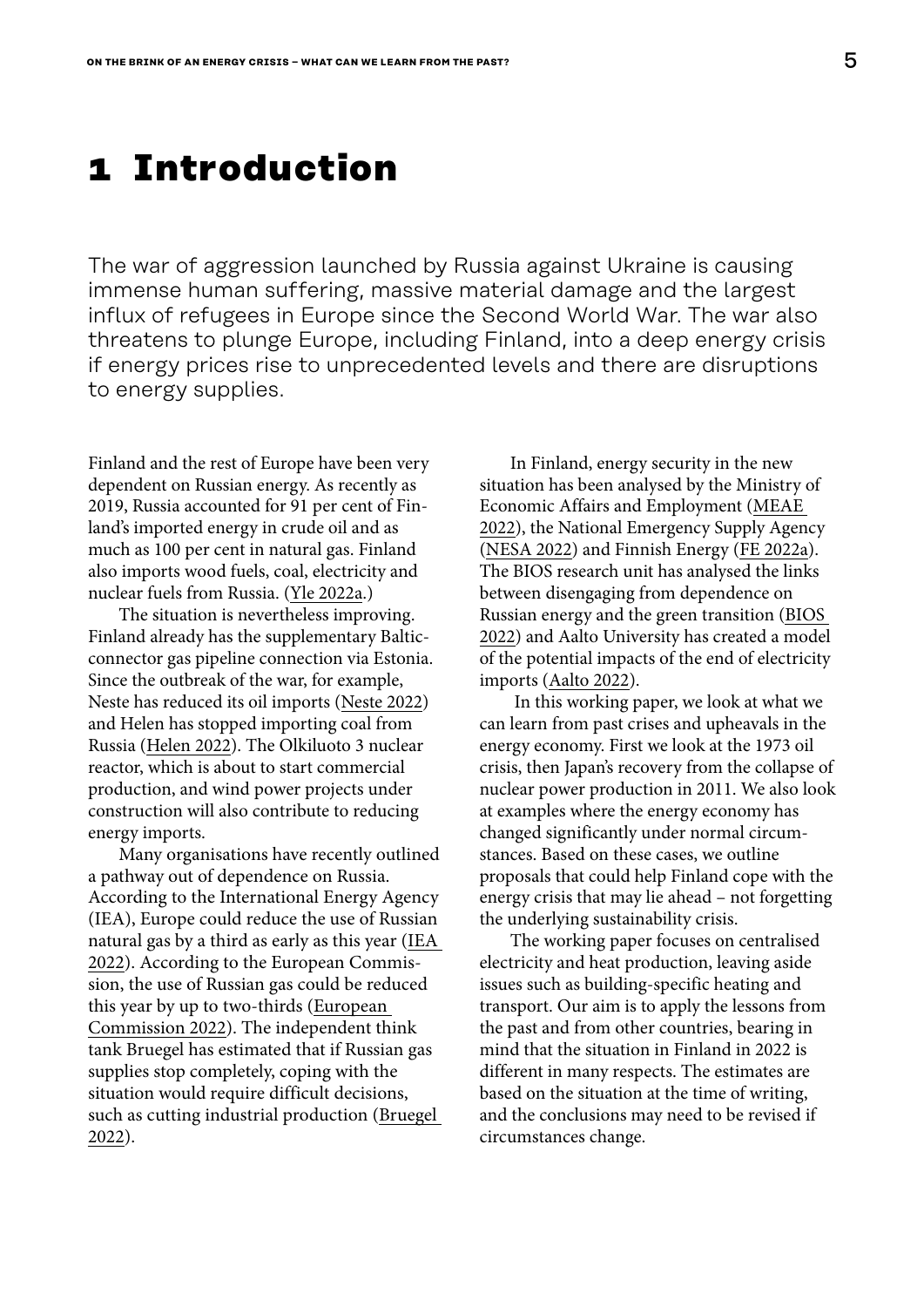# 1 Introduction

The war of aggression launched by Russia against Ukraine is causing immense human suffering, massive material damage and the largest influx of refugees in Europe since the Second World War. The war also threatens to plunge Europe, including Finland, into a deep energy crisis if energy prices rise to unprecedented levels and there are disruptions to energy supplies.

Finland and the rest of Europe have been very dependent on Russian energy. As recently as 2019, Russia accounted for 91 per cent of Finland's imported energy in crude oil and as much as 100 per cent in natural gas. Finland also imports wood fuels, coal, electricity and nuclear fuels from Russia. (Yle 2022a.)

The situation is nevertheless improving. Finland already has the supplementary Balticconnector gas pipeline connection via Estonia. Since the outbreak of the war, for example, Neste has reduced its oil imports (Neste 2022) and Helen has stopped importing coal from Russia (Helen 2022). The Olkiluoto 3 nuclear reactor, which is about to start commercial production, and wind power projects under construction will also contribute to reducing energy imports.

Many organisations have recently outlined a pathway out of dependence on Russia. According to the International Energy Agency (IEA), Europe could reduce the use of Russian natural gas by a third as early as this year (IEA 2022). According to the European Commission, the use of Russian gas could be reduced this year by up to two-thirds (European Commission 2022). The independent think tank Bruegel has estimated that if Russian gas supplies stop completely, coping with the situation would require difficult decisions, such as cutting industrial production (Bruegel 2022).

In Finland, energy security in the new situation has been analysed by the Ministry of Economic Affairs and Employment (MEAE 2022), the National Emergency Supply Agency (NESA 2022) and Finnish Energy (FE 2022a). The BIOS research unit has analysed the links between disengaging from dependence on Russian energy and the green transition (BIOS 2022) and Aalto University has created a model of the potential impacts of the end of electricity imports (Aalto 2022).

In this working paper, we look at what we can learn from past crises and upheavals in the energy economy. First we look at the 1973 oil crisis, then Japan's recovery from the collapse of nuclear power production in 2011. We also look at examples where the energy economy has changed significantly under normal circumstances. Based on these cases, we outline proposals that could help Finland cope with the energy crisis that may lie ahead – not forgetting the underlying sustainability crisis.

The working paper focuses on centralised electricity and heat production, leaving aside issues such as building-specific heating and transport. Our aim is to apply the lessons from the past and from other countries, bearing in mind that the situation in Finland in 2022 is different in many respects. The estimates are based on the situation at the time of writing, and the conclusions may need to be revised if circumstances change.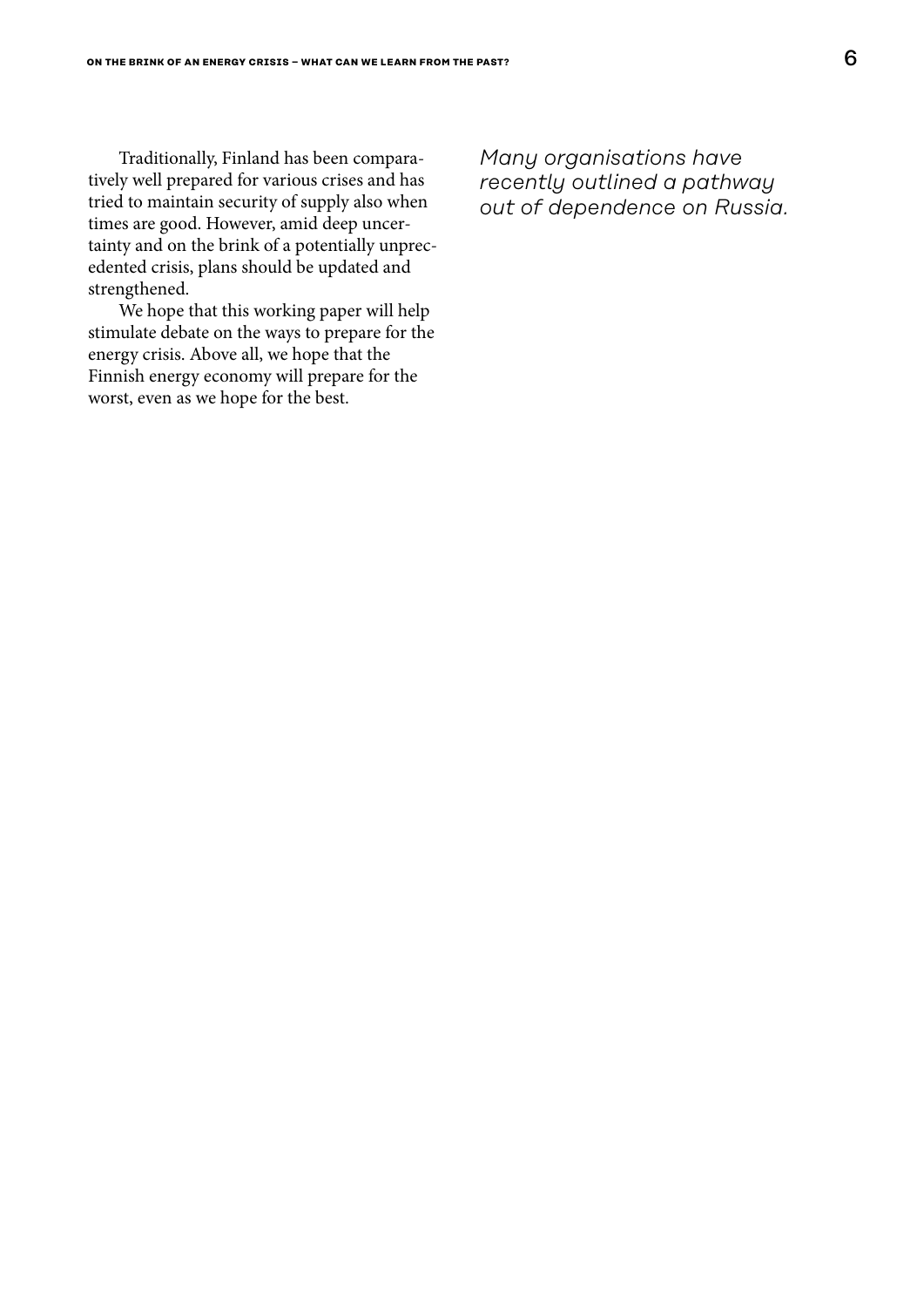Traditionally, Finland has been comparatively well prepared for various crises and has tried to maintain security of supply also when times are good. However, amid deep uncertainty and on the brink of a potentially unprecedented crisis, plans should be updated and strengthened.

We hope that this working paper will help stimulate debate on the ways to prepare for the energy crisis. Above all, we hope that the Finnish energy economy will prepare for the worst, even as we hope for the best.

*Many organisations have recently outlined a pathway out of dependence on Russia.*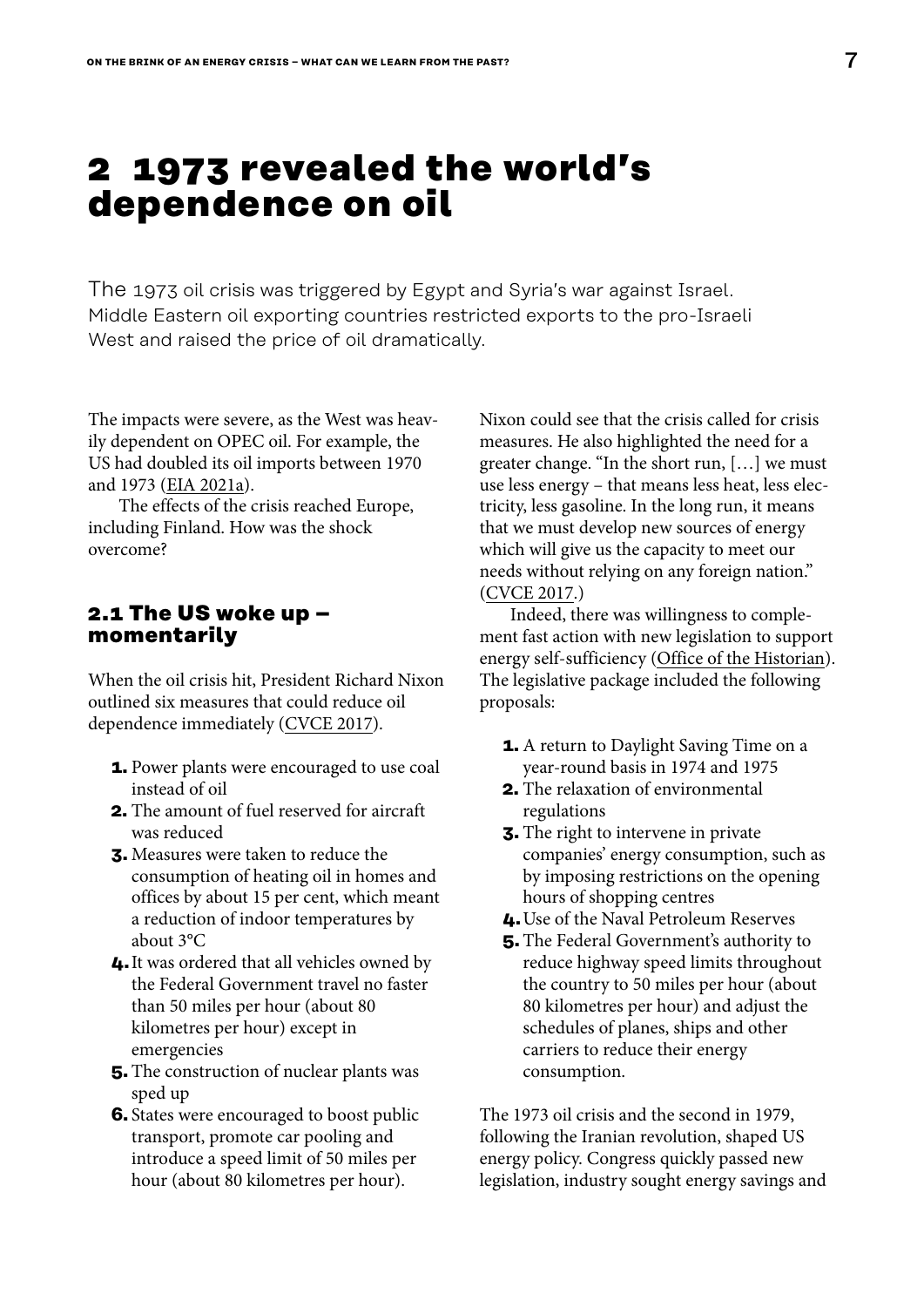# 2 1973 revealed the world's dependence on oil

The 1973 oil crisis was triggered by Egypt and Syria's war against Israel. Middle Eastern oil exporting countries restricted exports to the pro-Israeli West and raised the price of oil dramatically.

The impacts were severe, as the West was heavily dependent on OPEC oil. For example, the US had doubled its oil imports between 1970 and 1973 (EIA 2021a).

The effects of the crisis reached Europe, including Finland. How was the shock overcome?

## 2.1 The US woke up – momentarily

When the oil crisis hit, President Richard Nixon outlined six measures that could reduce oil dependence immediately (CVCE 2017).

1. Power plants were encouraged to use coal instead of oil
2. The amount of fuel reserved for aircraft was reduced
3. Measures were taken to reduce the consumption of heating oil in homes and offices by about 15 per cent, which meant a reduction of indoor temperatures by about 3°C
4. It was ordered that all vehicles owned by the Federal Government travel no faster than 50 miles per hour (about 80 kilometres per hour) except in emergencies
5. The construction of nuclear plants was sped up
6. States were encouraged to boost public transport, promote car pooling and introduce a speed limit of 50 miles per hour (about 80 kilometres per hour).

Nixon could see that the crisis called for crisis measures. He also highlighted the need for a greater change. "In the short run, […] we must use less energy – that means less heat, less electricity, less gasoline. In the long run, it means that we must develop new sources of energy which will give us the capacity to meet our needs without relying on any foreign nation." (CVCE 2017.)

Indeed, there was willingness to complement fast action with new legislation to support energy self-sufficiency (Office of the Historian). The legislative package included the following proposals:

1. A return to Daylight Saving Time on a year-round basis in 1974 and 1975
2. The relaxation of environmental regulations
3. The right to intervene in private companies' energy consumption, such as by imposing restrictions on the opening hours of shopping centres
4. Use of the Naval Petroleum Reserves
5. The Federal Government's authority to reduce highway speed limits throughout the country to 50 miles per hour (about 80 kilometres per hour) and adjust the schedules of planes, ships and other carriers to reduce their energy consumption.

The 1973 oil crisis and the second in 1979, following the Iranian revolution, shaped US energy policy. Congress quickly passed new legislation, industry sought energy savings and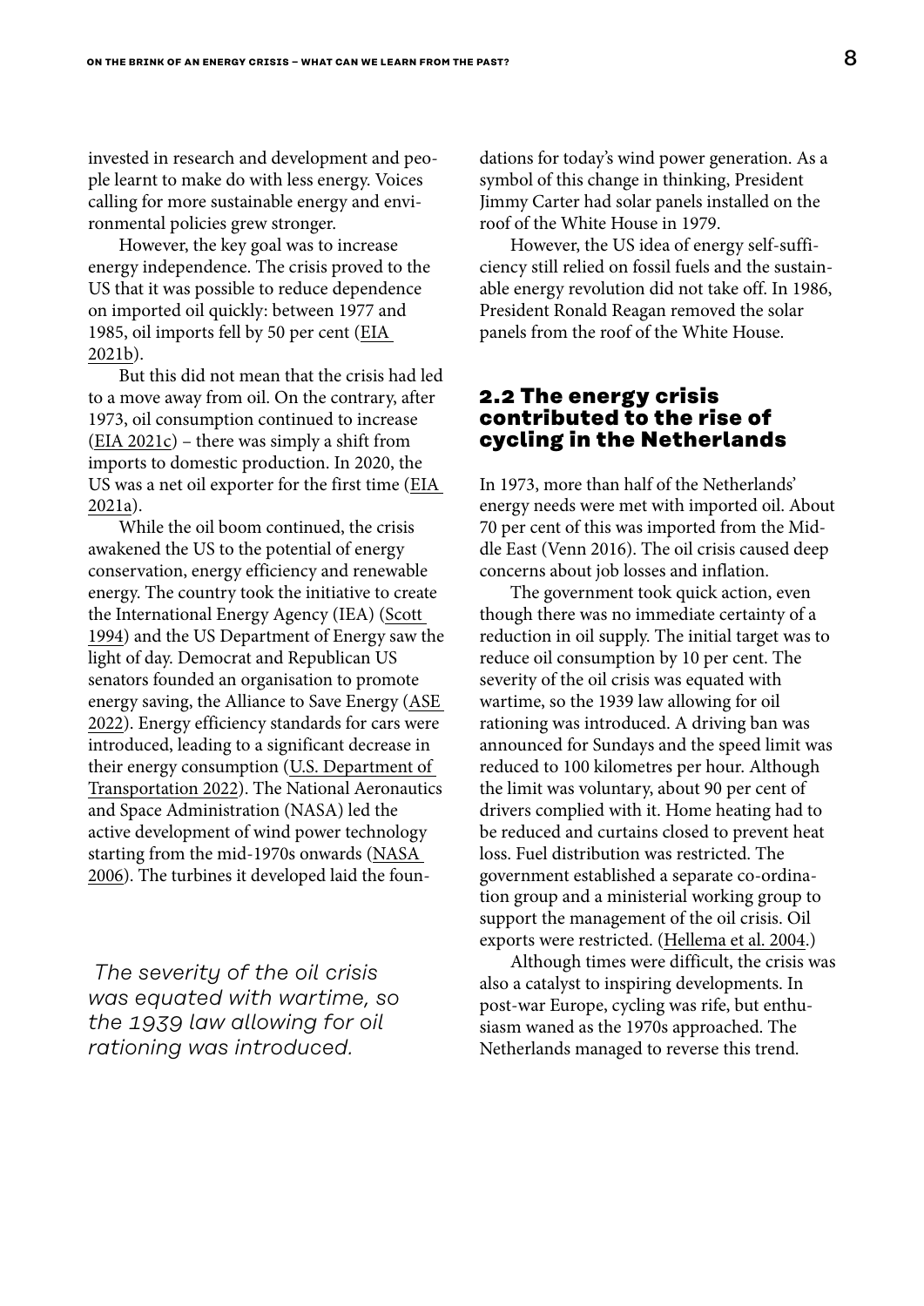invested in research and development and people learnt to make do with less energy. Voices calling for more sustainable energy and environmental policies grew stronger.

However, the key goal was to increase energy independence. The crisis proved to the US that it was possible to reduce dependence on imported oil quickly: between 1977 and 1985, oil imports fell by 50 per cent (EIA 2021b).

But this did not mean that the crisis had led to a move away from oil. On the contrary, after 1973, oil consumption continued to increase (EIA 2021c) – there was simply a shift from imports to domestic production. In 2020, the US was a net oil exporter for the first time (EIA 2021a).

While the oil boom continued, the crisis awakened the US to the potential of energy conservation, energy efficiency and renewable energy. The country took the initiative to create the International Energy Agency (IEA) (Scott 1994) and the US Department of Energy saw the light of day. Democrat and Republican US senators founded an organisation to promote energy saving, the Alliance to Save Energy (ASE 2022). Energy efficiency standards for cars were introduced, leading to a significant decrease in their energy consumption (U.S. Department of Transportation 2022). The National Aeronautics and Space Administration (NASA) led the active development of wind power technology starting from the mid-1970s onwards (NASA 2006). The turbines it developed laid the foundations for today's wind power generation. As a symbol of this change in thinking, President Jimmy Carter had solar panels installed on the roof of the White House in 1979.

However, the US idea of energy self-sufficiency still relied on fossil fuels and the sustainable energy revolution did not take off. In 1986, President Ronald Reagan removed the solar panels from the roof of the White House.

*The severity of the oil crisis was equated with wartime, so the 1939 law allowing for oil rationing was introduced.*

## 2.2 The energy crisis contributed to the rise of cycling in the Netherlands

In 1973, more than half of the Netherlands' energy needs were met with imported oil. About 70 per cent of this was imported from the Middle East (Venn 2016). The oil crisis caused deep concerns about job losses and inflation.

The government took quick action, even though there was no immediate certainty of a reduction in oil supply. The initial target was to reduce oil consumption by 10 per cent. The severity of the oil crisis was equated with wartime, so the 1939 law allowing for oil rationing was introduced. A driving ban was announced for Sundays and the speed limit was reduced to 100 kilometres per hour. Although the limit was voluntary, about 90 per cent of drivers complied with it. Home heating had to be reduced and curtains closed to prevent heat loss. Fuel distribution was restricted. The government established a separate co-ordination group and a ministerial working group to support the management of the oil crisis. Oil exports were restricted. (Hellema et al. 2004.)

Although times were difficult, the crisis was also a catalyst to inspiring developments. In post-war Europe, cycling was rife, but enthusiasm waned as the 1970s approached. The Netherlands managed to reverse this trend.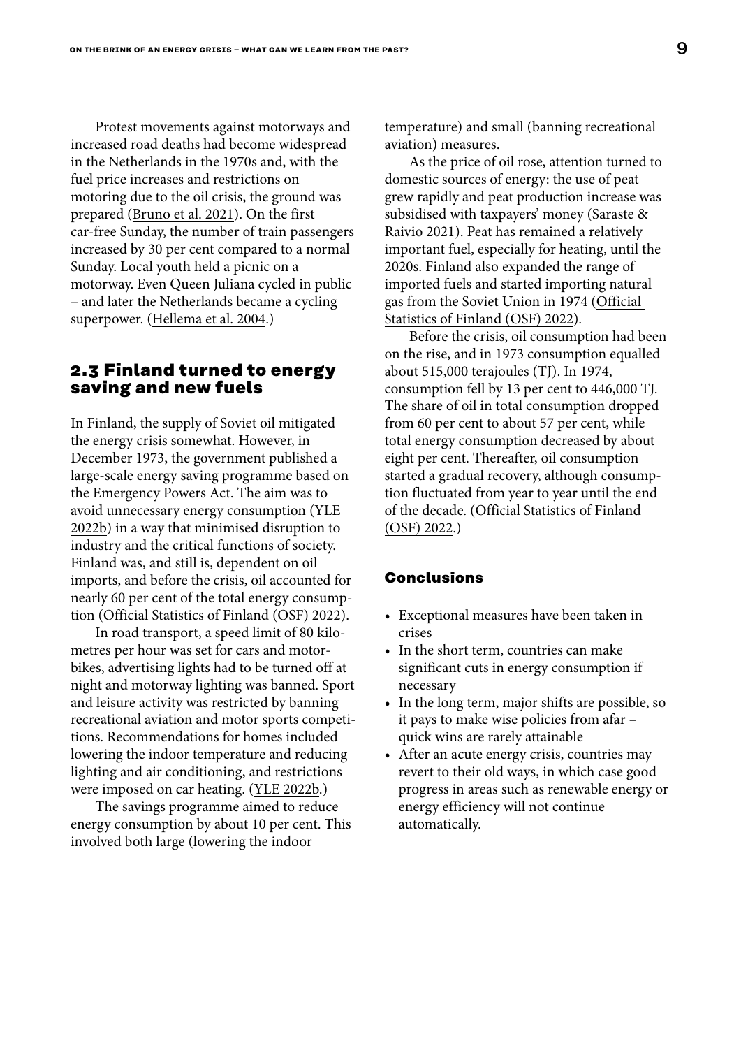Protest movements against motorways and increased road deaths had become widespread in the Netherlands in the 1970s and, with the fuel price increases and restrictions on motoring due to the oil crisis, the ground was prepared (Bruno et al. 2021). On the first car-free Sunday, the number of train passengers increased by 30 per cent compared to a normal Sunday. Local youth held a picnic on a motorway. Even Queen Juliana cycled in public – and later the Netherlands became a cycling superpower. (Hellema et al. 2004.)

## 2.3 Finland turned to energy saving and new fuels

In Finland, the supply of Soviet oil mitigated the energy crisis somewhat. However, in December 1973, the government published a large-scale energy saving programme based on the Emergency Powers Act. The aim was to avoid unnecessary energy consumption (YLE 2022b) in a way that minimised disruption to industry and the critical functions of society. Finland was, and still is, dependent on oil imports, and before the crisis, oil accounted for nearly 60 per cent of the total energy consumption (Official Statistics of Finland (OSF) 2022).

In road transport, a speed limit of 80 kilometres per hour was set for cars and motorbikes, advertising lights had to be turned off at night and motorway lighting was banned. Sport and leisure activity was restricted by banning recreational aviation and motor sports competitions. Recommendations for homes included lowering the indoor temperature and reducing lighting and air conditioning, and restrictions were imposed on car heating. (YLE 2022b.)

The savings programme aimed to reduce energy consumption by about 10 per cent. This involved both large (lowering the indoor temperature) and small (banning recreational aviation) measures.

As the price of oil rose, attention turned to domestic sources of energy: the use of peat grew rapidly and peat production increase was subsidised with taxpayers' money (Saraste & Raivio 2021). Peat has remained a relatively important fuel, especially for heating, until the 2020s. Finland also expanded the range of imported fuels and started importing natural gas from the Soviet Union in 1974 (Official Statistics of Finland (OSF) 2022).

Before the crisis, oil consumption had been on the rise, and in 1973 consumption equalled about 515,000 terajoules (TJ). In 1974, consumption fell by 13 per cent to 446,000 TJ. The share of oil in total consumption dropped from 60 per cent to about 57 per cent, while total energy consumption decreased by about eight per cent. Thereafter, oil consumption started a gradual recovery, although consumption fluctuated from year to year until the end of the decade. (Official Statistics of Finland (OSF) 2022.)

### Conclusions

- Exceptional measures have been taken in crises
- In the short term, countries can make significant cuts in energy consumption if necessary
- In the long term, major shifts are possible, so it pays to make wise policies from afar – quick wins are rarely attainable
- After an acute energy crisis, countries may revert to their old ways, in which case good progress in areas such as renewable energy or energy efficiency will not continue automatically.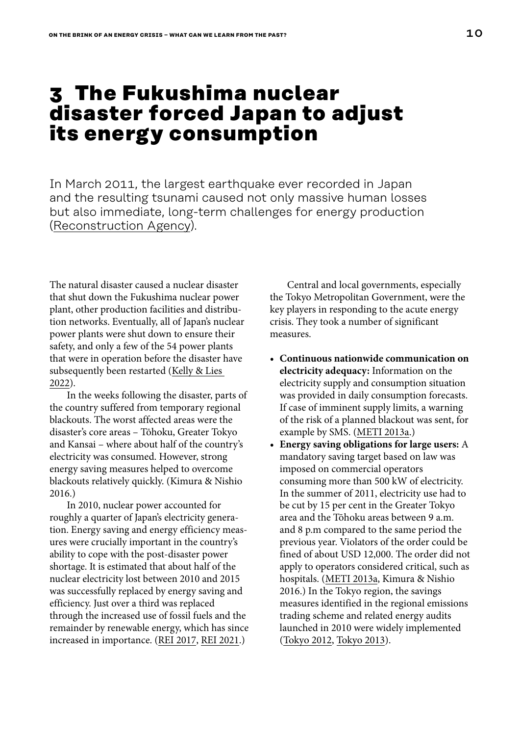# 3 The Fukushima nuclear disaster forced Japan to adjust its energy consumption

In March 2011, the largest earthquake ever recorded in Japan and the resulting tsunami caused not only massive human losses but also immediate, long-term challenges for energy production (Reconstruction Agency).

The natural disaster caused a nuclear disaster that shut down the Fukushima nuclear power plant, other production facilities and distribution networks. Eventually, all of Japan's nuclear power plants were shut down to ensure their safety, and only a few of the 54 power plants that were in operation before the disaster have subsequently been restarted (Kelly & Lies 2022).

In the weeks following the disaster, parts of the country suffered from temporary regional blackouts. The worst affected areas were the disaster's core areas – Tōhoku, Greater Tokyo and Kansai – where about half of the country's electricity was consumed. However, strong energy saving measures helped to overcome blackouts relatively quickly. (Kimura & Nishio 2016.)

In 2010, nuclear power accounted for roughly a quarter of Japan's electricity generation. Energy saving and energy efficiency measures were crucially important in the country's ability to cope with the post-disaster power shortage. It is estimated that about half of the nuclear electricity lost between 2010 and 2015 was successfully replaced by energy saving and efficiency. Just over a third was replaced through the increased use of fossil fuels and the remainder by renewable energy, which has since increased in importance. (REI 2017, REI 2021.)

Central and local governments, especially the Tokyo Metropolitan Government, were the key players in responding to the acute energy crisis. They took a number of significant measures.

- **Continuous nationwide communication on electricity adequacy:** Information on the electricity supply and consumption situation was provided in daily consumption forecasts. If case of imminent supply limits, a warning of the risk of a planned blackout was sent, for example by SMS. (METI 2013a.)
- **Energy saving obligations for large users:** A mandatory saving target based on law was imposed on commercial operators consuming more than 500 kW of electricity. In the summer of 2011, electricity use had to be cut by 15 per cent in the Greater Tokyo area and the Tōhoku areas between 9 a.m. and 8 p.m compared to the same period the previous year. Violators of the order could be fined of about USD 12,000. The order did not apply to operators considered critical, such as hospitals. (METI 2013a, Kimura & Nishio 2016.) In the Tokyo region, the savings measures identified in the regional emissions trading scheme and related energy audits launched in 2010 were widely implemented (Tokyo 2012, Tokyo 2013).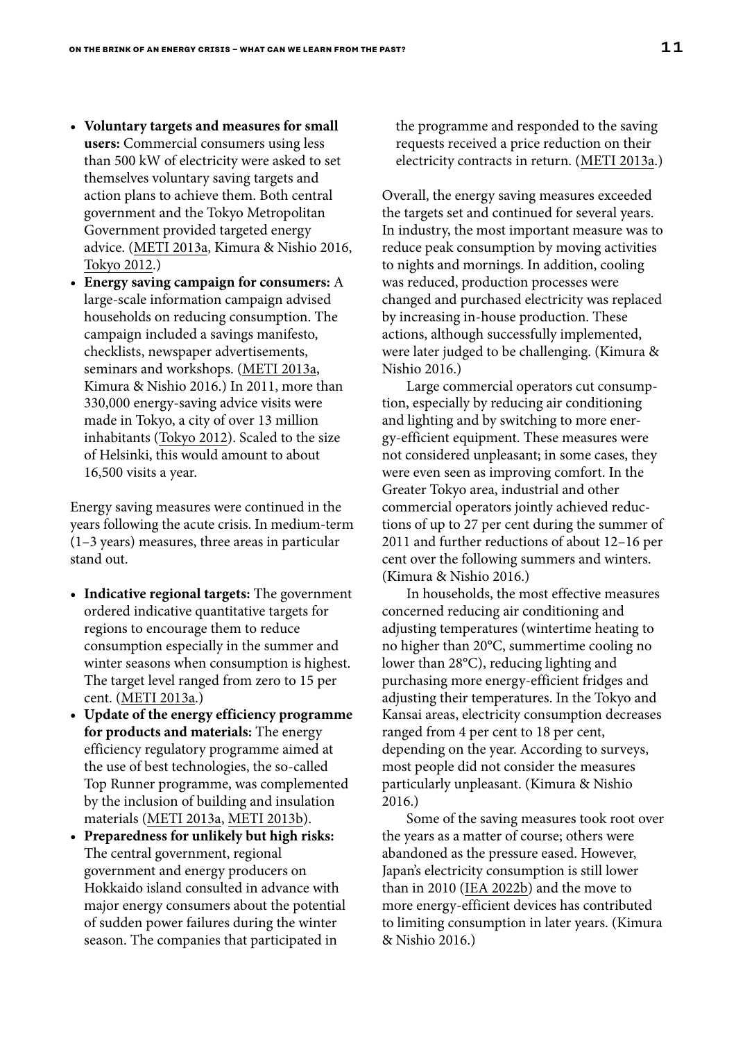- **Voluntary targets and measures for small users:** Commercial consumers using less than 500 kW of electricity were asked to set themselves voluntary saving targets and action plans to achieve them. Both central government and the Tokyo Metropolitan Government provided targeted energy advice. (METI 2013a, Kimura & Nishio 2016, Tokyo 2012.)
- **Energy saving campaign for consumers:** A large-scale information campaign advised households on reducing consumption. The campaign included a savings manifesto, checklists, newspaper advertisements, seminars and workshops. (METI 2013a, Kimura & Nishio 2016.) In 2011, more than 330,000 energy-saving advice visits were made in Tokyo, a city of over 13 million inhabitants (Tokyo 2012). Scaled to the size of Helsinki, this would amount to about 16,500 visits a year.

Energy saving measures were continued in the years following the acute crisis. In medium-term (1–3 years) measures, three areas in particular stand out.

- **Indicative regional targets:** The government ordered indicative quantitative targets for regions to encourage them to reduce consumption especially in the summer and winter seasons when consumption is highest. The target level ranged from zero to 15 per cent. (METI 2013a.)
- **Update of the energy efficiency programme for products and materials:** The energy efficiency regulatory programme aimed at the use of best technologies, the so-called Top Runner programme, was complemented by the inclusion of building and insulation materials (METI 2013a, METI 2013b).
- **Preparedness for unlikely but high risks:** The central government, regional government and energy producers on Hokkaido island consulted in advance with major energy consumers about the potential of sudden power failures during the winter season. The companies that participated in the programme and responded to the saving requests received a price reduction on their electricity contracts in return. (METI 2013a.)

Overall, the energy saving measures exceeded the targets set and continued for several years. In industry, the most important measure was to reduce peak consumption by moving activities to nights and mornings. In addition, cooling was reduced, production processes were changed and purchased electricity was replaced by increasing in-house production. These actions, although successfully implemented, were later judged to be challenging. (Kimura & Nishio 2016.)

Large commercial operators cut consumption, especially by reducing air conditioning and lighting and by switching to more energy-efficient equipment. These measures were not considered unpleasant; in some cases, they were even seen as improving comfort. In the Greater Tokyo area, industrial and other commercial operators jointly achieved reductions of up to 27 per cent during the summer of 2011 and further reductions of about 12–16 per cent over the following summers and winters. (Kimura & Nishio 2016.)

In households, the most effective measures concerned reducing air conditioning and adjusting temperatures (wintertime heating to no higher than 20°C, summertime cooling no lower than 28°C), reducing lighting and purchasing more energy-efficient fridges and adjusting their temperatures. In the Tokyo and Kansai areas, electricity consumption decreases ranged from 4 per cent to 18 per cent, depending on the year. According to surveys, most people did not consider the measures particularly unpleasant. (Kimura & Nishio 2016.)

Some of the saving measures took root over the years as a matter of course; others were abandoned as the pressure eased. However, Japan's electricity consumption is still lower than in 2010 (IEA 2022b) and the move to more energy-efficient devices has contributed to limiting consumption in later years. (Kimura & Nishio 2016.)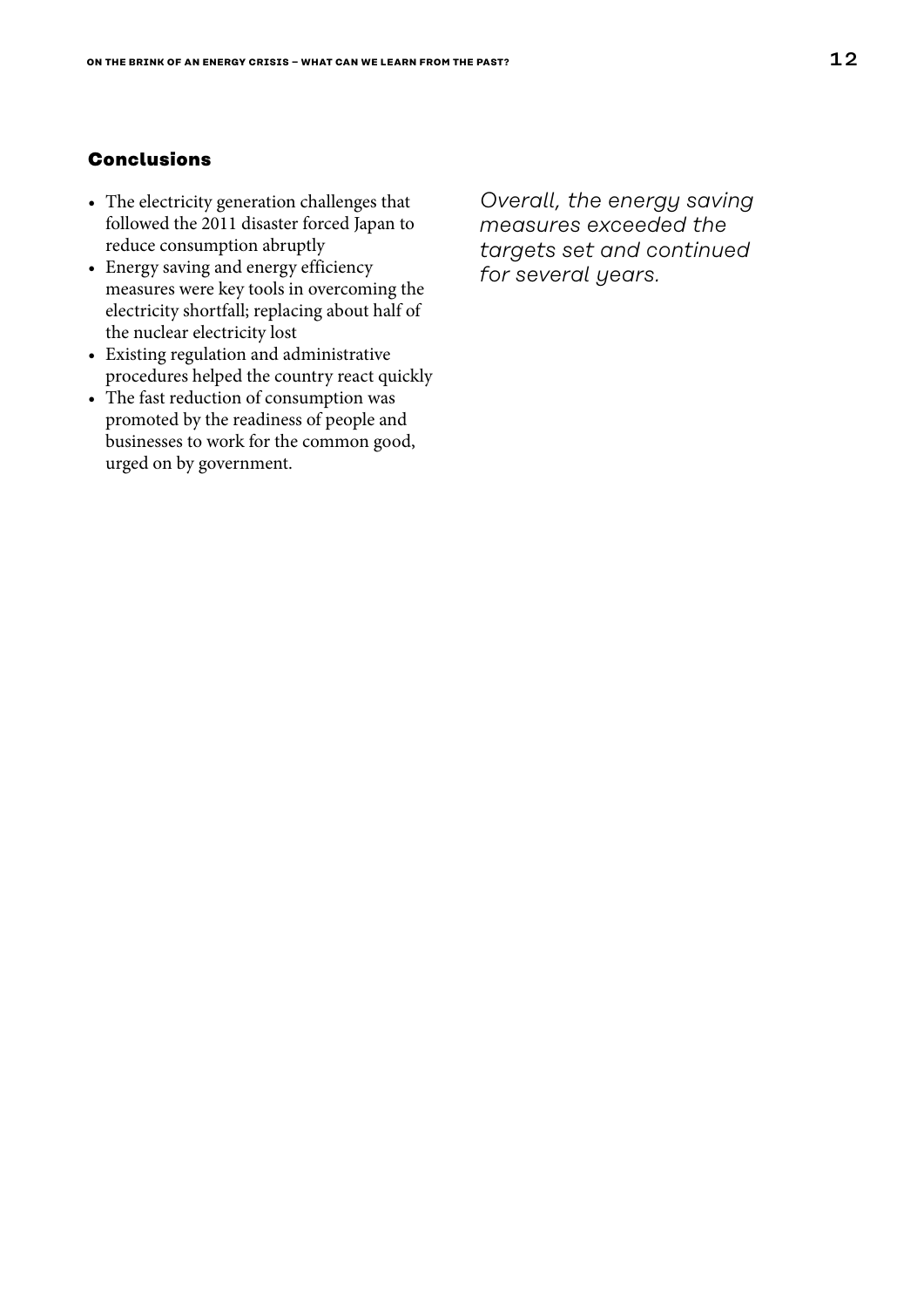### Conclusions

- The electricity generation challenges that followed the 2011 disaster forced Japan to reduce consumption abruptly
- Energy saving and energy efficiency measures were key tools in overcoming the electricity shortfall; replacing about half of the nuclear electricity lost
- Existing regulation and administrative procedures helped the country react quickly
- The fast reduction of consumption was promoted by the readiness of people and businesses to work for the common good, urged on by government.

*Overall, the energy saving measures exceeded the targets set and continued for several years.*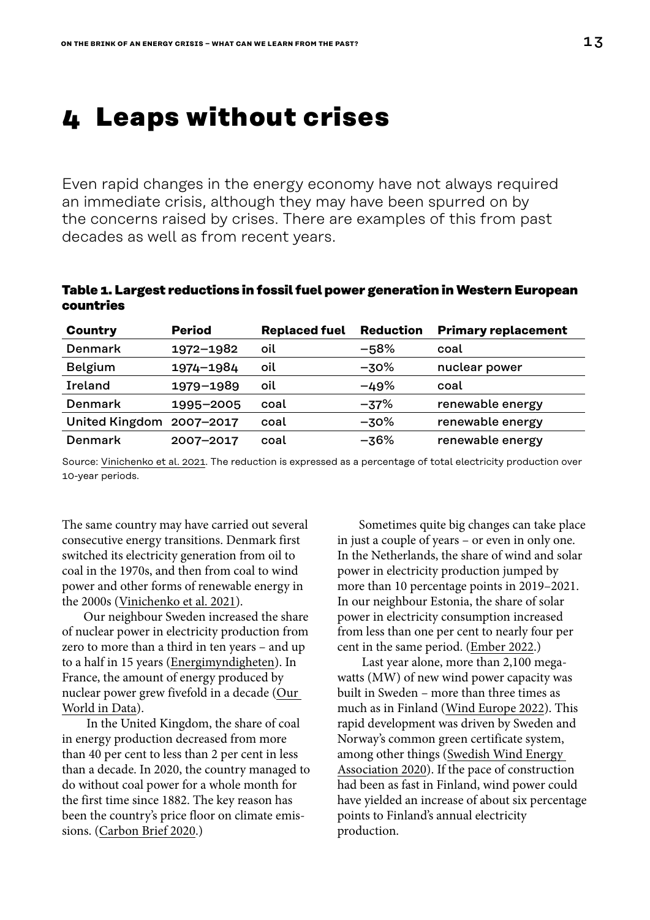# 4 Leaps without crises

Even rapid changes in the energy economy have not always required an immediate crisis, although they may have been spurred on by the concerns raised by crises. There are examples of this from past decades as well as from recent years.

**Table 1. Largest reductions in fossil fuel power generation in Western European countries**

| Country | Period | Replaced fuel | Reduction | Primary replacement |
|---|---|---|---|---|
| Denmark | 1972–1982 | oil | –58% | coal |
| Belgium | 1974–1984 | oil | –30% | nuclear power |
| Ireland | 1979–1989 | oil | –49% | coal |
| Denmark | 1995–2005 | coal | –37% | renewable energy |
| United Kingdom | 2007–2017 | coal | –30% | renewable energy |
| Denmark | 2007–2017 | coal | –36% | renewable energy |

Source: Vinichenko et al. 2021. The reduction is expressed as a percentage of total electricity production over 10-year periods.

The same country may have carried out several consecutive energy transitions. Denmark first switched its electricity generation from oil to coal in the 1970s, and then from coal to wind power and other forms of renewable energy in the 2000s (Vinichenko et al. 2021).

Our neighbour Sweden increased the share of nuclear power in electricity production from zero to more than a third in ten years – and up to a half in 15 years (Energimyndigheten). In France, the amount of energy produced by nuclear power grew fivefold in a decade (Our World in Data).

In the United Kingdom, the share of coal in energy production decreased from more than 40 per cent to less than 2 per cent in less than a decade. In 2020, the country managed to do without coal power for a whole month for the first time since 1882. The key reason has been the country's price floor on climate emissions. (Carbon Brief 2020.)

Sometimes quite big changes can take place in just a couple of years – or even in only one. In the Netherlands, the share of wind and solar power in electricity production jumped by more than 10 percentage points in 2019–2021. In our neighbour Estonia, the share of solar power in electricity consumption increased from less than one per cent to nearly four per cent in the same period. (Ember 2022.)

Last year alone, more than 2,100 megawatts (MW) of new wind power capacity was built in Sweden – more than three times as much as in Finland (Wind Europe 2022). This rapid development was driven by Sweden and Norway's common green certificate system, among other things (Swedish Wind Energy Association 2020). If the pace of construction had been as fast in Finland, wind power could have yielded an increase of about six percentage points to Finland's annual electricity production.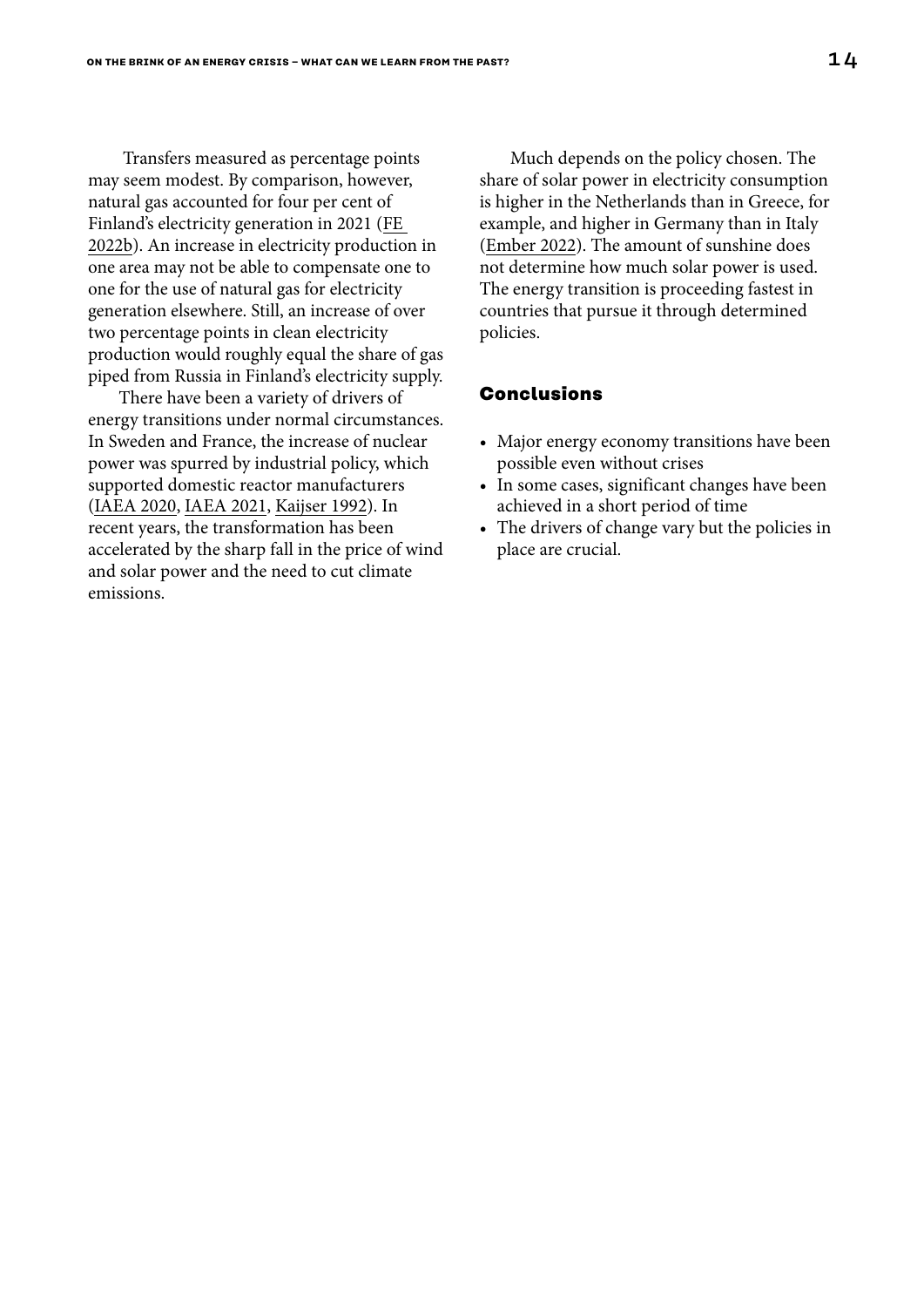Transfers measured as percentage points may seem modest. By comparison, however, natural gas accounted for four per cent of Finland's electricity generation in 2021 (FE 2022b). An increase in electricity production in one area may not be able to compensate one to one for the use of natural gas for electricity generation elsewhere. Still, an increase of over two percentage points in clean electricity production would roughly equal the share of gas piped from Russia in Finland's electricity supply.

There have been a variety of drivers of energy transitions under normal circumstances. In Sweden and France, the increase of nuclear power was spurred by industrial policy, which supported domestic reactor manufacturers (IAEA 2020, IAEA 2021, Kaijser 1992). In recent years, the transformation has been accelerated by the sharp fall in the price of wind and solar power and the need to cut climate emissions.

Much depends on the policy chosen. The share of solar power in electricity consumption is higher in the Netherlands than in Greece, for example, and higher in Germany than in Italy (Ember 2022). The amount of sunshine does not determine how much solar power is used. The energy transition is proceeding fastest in countries that pursue it through determined policies.

## Conclusions

- Major energy economy transitions have been possible even without crises
- In some cases, significant changes have been achieved in a short period of time
- The drivers of change vary but the policies in place are crucial.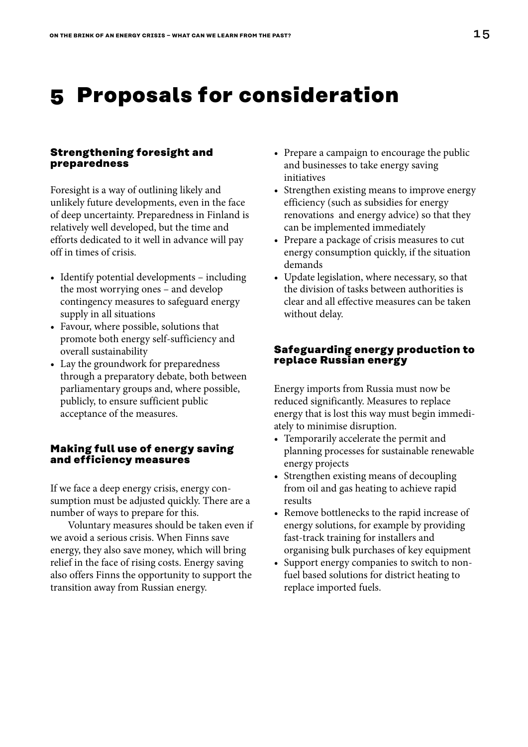# 5 Proposals for consideration

### Strengthening foresight and preparedness

Foresight is a way of outlining likely and unlikely future developments, even in the face of deep uncertainty. Preparedness in Finland is relatively well developed, but the time and efforts dedicated to it well in advance will pay off in times of crisis.

- Identify potential developments – including the most worrying ones – and develop contingency measures to safeguard energy supply in all situations
- Favour, where possible, solutions that promote both energy self-sufficiency and overall sustainability
- Lay the groundwork for preparedness through a preparatory debate, both between parliamentary groups and, where possible, publicly, to ensure sufficient public acceptance of the measures.

### Making full use of energy saving and efficiency measures

If we face a deep energy crisis, energy consumption must be adjusted quickly. There are a number of ways to prepare for this.

Voluntary measures should be taken even if we avoid a serious crisis. When Finns save energy, they also save money, which will bring relief in the face of rising costs. Energy saving also offers Finns the opportunity to support the transition away from Russian energy.

- Prepare a campaign to encourage the public and businesses to take energy saving initiatives
- Strengthen existing means to improve energy efficiency (such as subsidies for energy renovations and energy advice) so that they can be implemented immediately
- Prepare a package of crisis measures to cut energy consumption quickly, if the situation demands
- Update legislation, where necessary, so that the division of tasks between authorities is clear and all effective measures can be taken without delay.

### Safeguarding energy production to replace Russian energy

Energy imports from Russia must now be reduced significantly. Measures to replace energy that is lost this way must begin immediately to minimise disruption.

- Temporarily accelerate the permit and planning processes for sustainable renewable energy projects
- Strengthen existing means of decoupling from oil and gas heating to achieve rapid results
- Remove bottlenecks to the rapid increase of energy solutions, for example by providing fast-track training for installers and organising bulk purchases of key equipment
- Support energy companies to switch to non-fuel based solutions for district heating to replace imported fuels.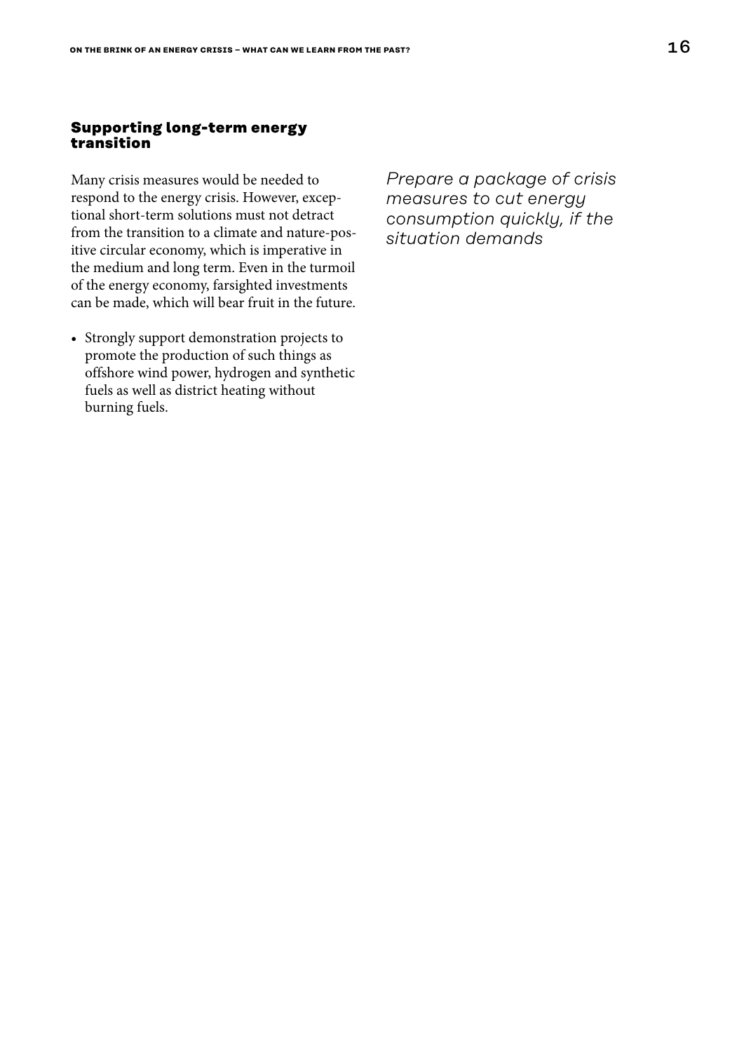## Supporting long-term energy transition

Many crisis measures would be needed to respond to the energy crisis. However, exceptional short-term solutions must not detract from the transition to a climate and nature-positive circular economy, which is imperative in the medium and long term. Even in the turmoil of the energy economy, farsighted investments can be made, which will bear fruit in the future.

- Strongly support demonstration projects to promote the production of such things as offshore wind power, hydrogen and synthetic fuels as well as district heating without burning fuels.

*Prepare a package of crisis measures to cut energy consumption quickly, if the situation demands*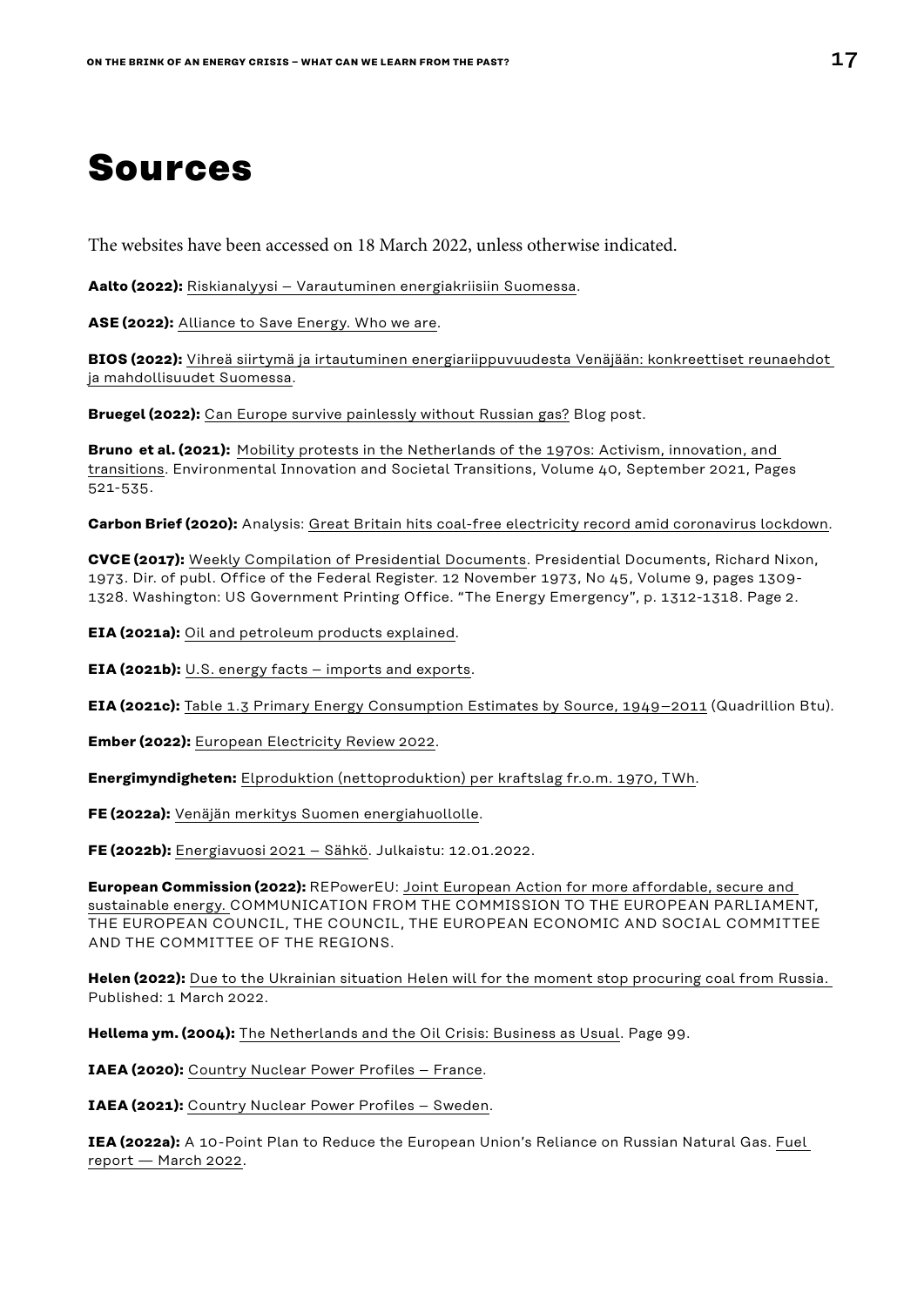# Sources

The websites have been accessed on 18 March 2022, unless otherwise indicated.

**Aalto (2022):** Riskianalyysi – Varautuminen energiakriisiin Suomessa.

**ASE (2022):** Alliance to Save Energy. Who we are.

**BIOS (2022):** Vihreä siirtymä ja irtautuminen energiariippuvuudesta Venäjään: konkreettiset reunaehdot ja mahdollisuudet Suomessa.

**Bruegel (2022):** Can Europe survive painlessly without Russian gas? Blog post.

**Bruno et al. (2021):** Mobility protests in the Netherlands of the 1970s: Activism, innovation, and transitions. Environmental Innovation and Societal Transitions, Volume 40, September 2021, Pages 521-535.

**Carbon Brief (2020):** Analysis: Great Britain hits coal-free electricity record amid coronavirus lockdown.

**CVCE (2017):** Weekly Compilation of Presidential Documents. Presidential Documents, Richard Nixon, 1973. Dir. of publ. Office of the Federal Register. 12 November 1973, No 45, Volume 9, pages 1309-1328. Washington: US Government Printing Office. "The Energy Emergency", p. 1312-1318. Page 2.

**EIA (2021a):** Oil and petroleum products explained.

**EIA (2021b):** U.S. energy facts – imports and exports.

**EIA (2021c):** Table 1.3 Primary Energy Consumption Estimates by Source, 1949–2011 (Quadrillion Btu).

**Ember (2022):** European Electricity Review 2022.

**Energimyndigheten:** Elproduktion (nettoproduktion) per kraftslag fr.o.m. 1970, TWh.

**FE (2022a):** Venäjän merkitys Suomen energiahuollolle.

**FE (2022b):** Energiavuosi 2021 – Sähkö. Julkaistu: 12.01.2022.

**European Commission (2022):** REPowerEU: Joint European Action for more affordable, secure and sustainable energy. COMMUNICATION FROM THE COMMISSION TO THE EUROPEAN PARLIAMENT, THE EUROPEAN COUNCIL, THE COUNCIL, THE EUROPEAN ECONOMIC AND SOCIAL COMMITTEE AND THE COMMITTEE OF THE REGIONS.

**Helen (2022):** Due to the Ukrainian situation Helen will for the moment stop procuring coal from Russia. Published: 1 March 2022.

**Hellema ym. (2004):** The Netherlands and the Oil Crisis: Business as Usual. Page 99.

**IAEA (2020):** Country Nuclear Power Profiles – France.

**IAEA (2021):** Country Nuclear Power Profiles – Sweden.

**IEA (2022a):** A 10-Point Plan to Reduce the European Union's Reliance on Russian Natural Gas. Fuel report — March 2022.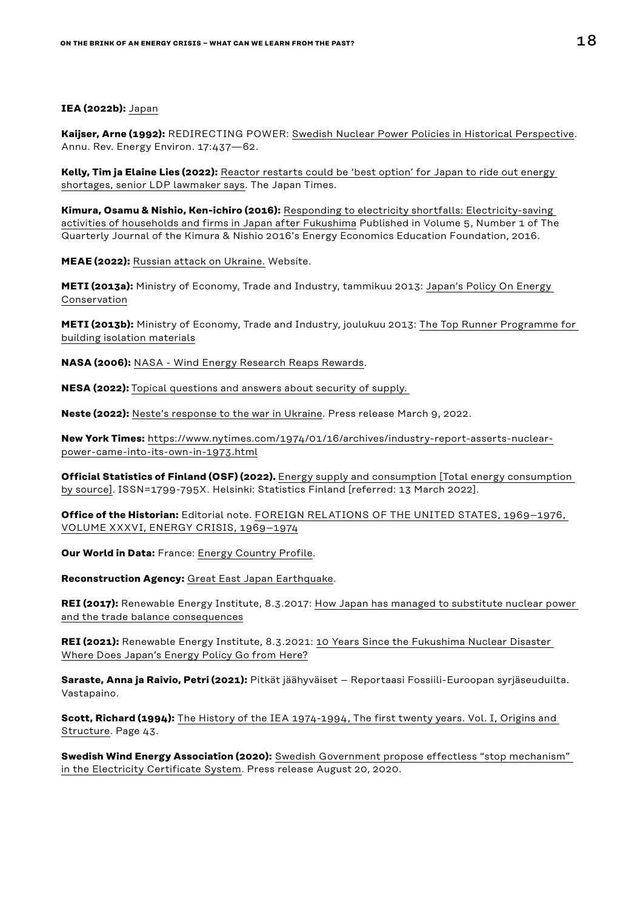**IEA (2022b):** Japan

**Kaijser, Arne (1992):** REDIRECTING POWER: Swedish Nuclear Power Policies in Historical Perspective. Annu. Rev. Energy Environ. 17:437—62.

**Kelly, Tim ja Elaine Lies (2022):** Reactor restarts could be 'best option' for Japan to ride out energy shortages, senior LDP lawmaker says. The Japan Times.

**Kimura, Osamu & Nishio, Ken-ichiro (2016):** Responding to electricity shortfalls: Electricity-saving activities of households and firms in Japan after Fukushima Published in Volume 5, Number 1 of The Quarterly Journal of the Kimura & Nishio 2016's Energy Economics Education Foundation, 2016.

**MEAE (2022):** Russian attack on Ukraine. Website.

**METI (2013a):** Ministry of Economy, Trade and Industry, tammikuu 2013: Japan's Policy On Energy Conservation

**METI (2013b):** Ministry of Economy, Trade and Industry, joulukuu 2013: The Top Runner Programme for building isolation materials

**NASA (2006):** NASA - Wind Energy Research Reaps Rewards.

**NESA (2022):** Topical questions and answers about security of supply.

**Neste (2022):** Neste's response to the war in Ukraine. Press release March 9, 2022.

**New York Times:** https://www.nytimes.com/1974/01/16/archives/industry-report-asserts-nuclear-power-came-into-its-own-in-1973.html

**Official Statistics of Finland (OSF) (2022).** Energy supply and consumption [Total energy consumption by source]. ISSN=1799-795X. Helsinki: Statistics Finland [referred: 13 March 2022].

**Office of the Historian:** Editorial note. FOREIGN RELATIONS OF THE UNITED STATES, 1969–1976, VOLUME XXXVI, ENERGY CRISIS, 1969–1974

**Our World in Data:** France: Energy Country Profile.

**Reconstruction Agency:** Great East Japan Earthquake.

**REI (2017):** Renewable Energy Institute, 8.3.2017: How Japan has managed to substitute nuclear power and the trade balance consequences

**REI (2021):** Renewable Energy Institute, 8.3.2021: 10 Years Since the Fukushima Nuclear Disaster Where Does Japan's Energy Policy Go from Here?

**Saraste, Anna ja Raivio, Petri (2021):** Pitkät jäähyväiset – Reportaasi Fossiili-Euroopan syrjäseuduilta. Vastapaino.

**Scott, Richard (1994):** The History of the IEA 1974-1994, The first twenty years. Vol. I, Origins and Structure. Page 43.

**Swedish Wind Energy Association (2020):** Swedish Government propose effectless "stop mechanism" in the Electricity Certificate System. Press release August 20, 2020.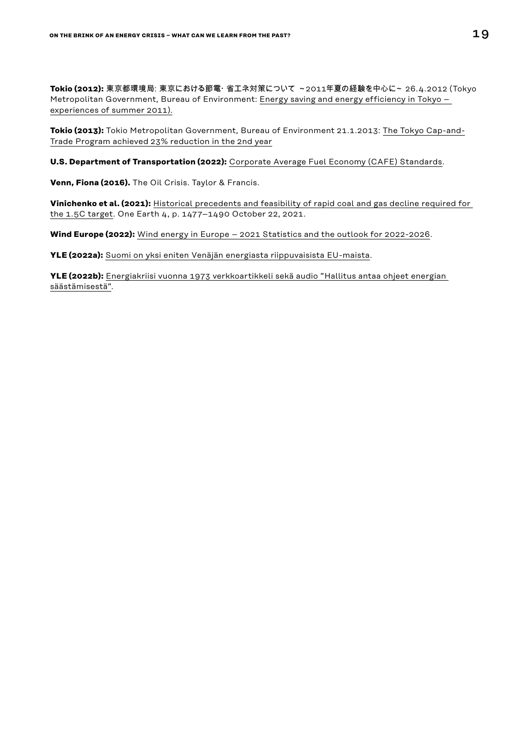**Tokio (2012):** 東京都環境局: 東京における節電･省エネ対策について ~2011年夏の経験を中心に~ 26.4.2012 (Tokyo Metropolitan Government, Bureau of Environment: Energy saving and energy efficiency in Tokyo – experiences of summer 2011).

**Tokio (2013):** Tokio Metropolitan Government, Bureau of Environment 21.1.2013: The Tokyo Cap-and-Trade Program achieved 23% reduction in the 2nd year

**U.S. Department of Transportation (2022):** Corporate Average Fuel Economy (CAFE) Standards.

**Venn, Fiona (2016).** The Oil Crisis. Taylor & Francis.

**Vinichenko et al. (2021):** Historical precedents and feasibility of rapid coal and gas decline required for the 1.5C target. One Earth 4, p. 1477–1490 October 22, 2021.

**Wind Europe (2022):** Wind energy in Europe – 2021 Statistics and the outlook for 2022-2026.

**YLE (2022a):** Suomi on yksi eniten Venäjän energiasta riippuvaisista EU-maista.

**YLE (2022b):** Energiakriisi vuonna 1973 verkkoartikkeli sekä audio "Hallitus antaa ohjeet energian säästämisestä".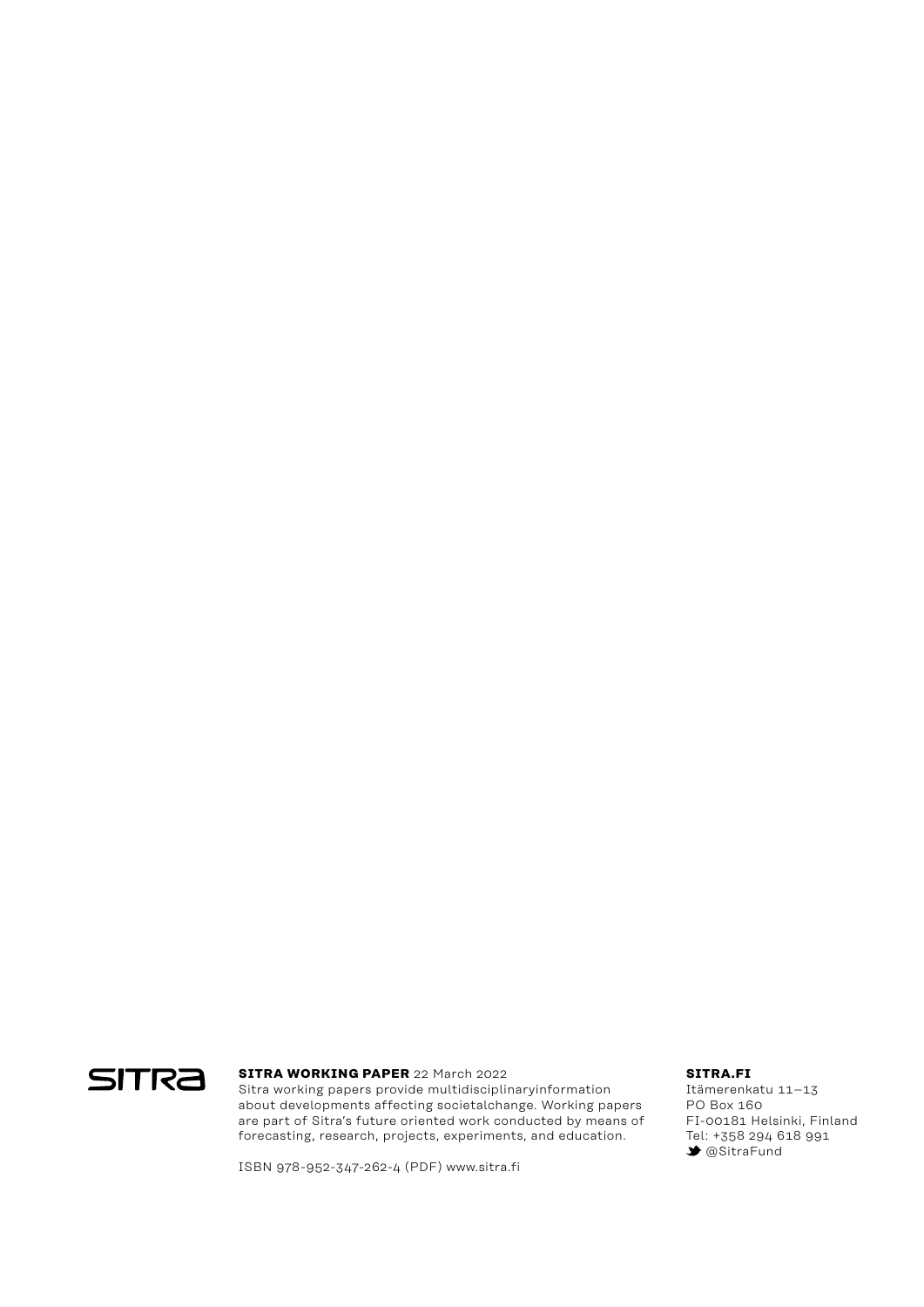SITRA

**SITRA WORKING PAPER** 22 March 2022
Sitra working papers provide multidisciplinaryinformation about developments affecting societalchange. Working papers are part of Sitra's future oriented work conducted by means of forecasting, research, projects, experiments, and education.

ISBN 978-952-347-262-4 (PDF) www.sitra.fi

**SITRA.FI**
Itämerenkatu 11–13
PO Box 160
FI-00181 Helsinki, Finland
Tel: +358 294 618 991
@SitraFund